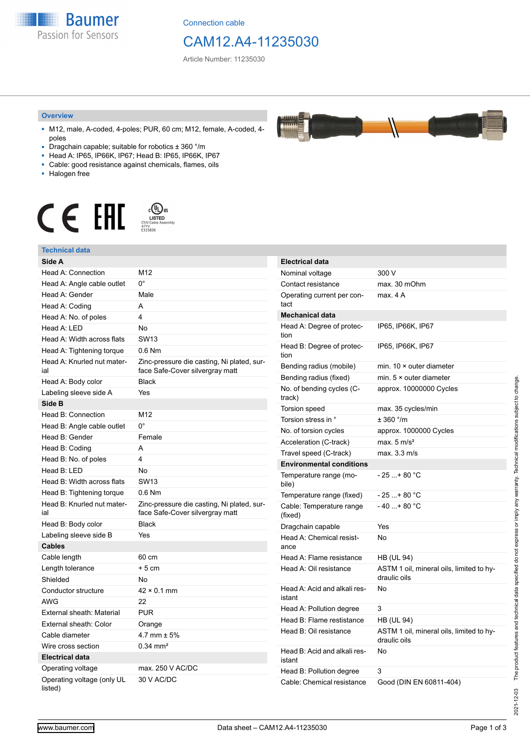Connection cable

# CAM12.A4-11235030

Article Number: 11235030

## Overview

- M12, male, A-coded, 4-poles; PUR, 60 cm; M12, female, A-coded, 4-poles
- Dragchain capable; suitable for robotics ± 360 °/m
- Head A: IP65, IP66K, IP67; Head B: IP65, IP66K, IP67
- Cable: good resistance against chemicals, flames, oils
- Halogen free

c UL us LISTED CYJV Cable Assembly 47YV E315836

## Technical data

| Side A | |
|---|---|
| Head A: Connection | M12 |
| Head A: Angle cable outlet | 0° |
| Head A: Gender | Male |
| Head A: Coding | A |
| Head A: No. of poles | 4 |
| Head A: LED | No |
| Head A: Width across flats | SW13 |
| Head A: Tightening torque | 0.6 Nm |
| Head A: Knurled nut material | Zinc-pressure die casting, Ni plated, surface Safe-Cover silvergray matt |
| Head A: Body color | Black |
| Labeling sleeve side A | Yes |
| **Side B** | |
| Head B: Connection | M12 |
| Head B: Angle cable outlet | 0° |
| Head B: Gender | Female |
| Head B: Coding | A |
| Head B: No. of poles | 4 |
| Head B: LED | No |
| Head B: Width across flats | SW13 |
| Head B: Tightening torque | 0.6 Nm |
| Head B: Knurled nut material | Zinc-pressure die casting, Ni plated, surface Safe-Cover silvergray matt |
| Head B: Body color | Black |
| Labeling sleeve side B | Yes |
| **Cables** | |
| Cable length | 60 cm |
| Length tolerance | + 5 cm |
| Shielded | No |
| Conductor structure | 42 × 0.1 mm |
| AWG | 22 |
| External sheath: Material | PUR |
| External sheath: Color | Orange |
| Cable diameter | 4.7 mm ± 5% |
| Wire cross section | 0.34 mm² |
| **Electrical data** | |
| Operating voltage | max. 250 V AC/DC |
| Operating voltage (only UL listed) | 30 V AC/DC |

| Electrical data | |
|---|---|
| Nominal voltage | 300 V |
| Contact resistance | max. 30 mOhm |
| Operating current per contact | max. 4 A |
| **Mechanical data** | |
| Head A: Degree of protection | IP65, IP66K, IP67 |
| Head B: Degree of protection | IP65, IP66K, IP67 |
| Bending radius (mobile) | min. 10 × outer diameter |
| Bending radius (fixed) | min. 5 × outer diameter |
| No. of bending cycles (C-track) | approx. 10000000 Cycles |
| Torsion speed | max. 35 cycles/min |
| Torsion stress in ° | ± 360 °/m |
| No. of torsion cycles | approx. 1000000 Cycles |
| Acceleration (C-track) | max. 5 m/s² |
| Travel speed (C-track) | max. 3.3 m/s |
| **Environmental conditions** | |
| Temperature range (mobile) | - 25 ...+ 80 °C |
| Temperature range (fixed) | - 25 ...+ 80 °C |
| Cable: Temperature range (fixed) | - 40 ...+ 80 °C |
| Dragchain capable | Yes |
| Head A: Chemical resistance | No |
| Head A: Flame resistance | HB (UL 94) |
| Head A: Oil resistance | ASTM 1 oil, mineral oils, limited to hydraulic oils |
| Head A: Acid and alkali resistant | No |
| Head A: Pollution degree | 3 |
| Head B: Flame resistance | HB (UL 94) |
| Head B: Oil resistance | ASTM 1 oil, mineral oils, limited to hydraulic oils |
| Head B: Acid and alkali resistant | No |
| Head B: Pollution degree | 3 |
| Cable: Chemical resistance | Good (DIN EN 60811-404) |

2021-12-03 The product features and technical data specified do not express or imply any warranty. Technical modifications subject to change.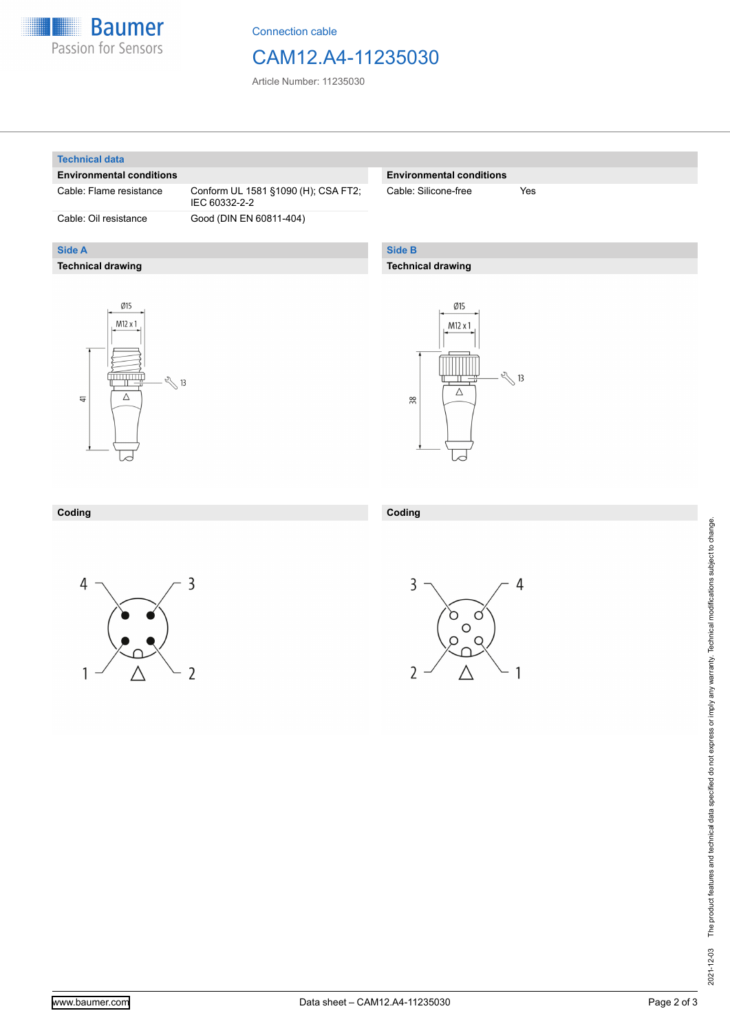Connection cable

# CAM12.A4-11235030

Article Number: 11235030

## Technical data

### Environmental conditions

| Cable: Flame resistance | Conform UL 1581 §1090 (H); CSA FT2; IEC 60332-2-2 |
| --- | --- |
| Cable: Oil resistance | Good (DIN EN 60811-404) |

### Environmental conditions

| Cable: Silicone-free | Yes |
| --- | --- |

## Side A

### Technical drawing

Ø15

M12 x 1

13

41

### Coding

4 3

1 2

## Side B

### Technical drawing

Ø15

M12 x 1

13

38

### Coding

3 4

2 1

2021-12-03 The product features and technical data specified do not express or imply any warranty. Technical modifications subject to change.

www.baumer.com

Data sheet – CAM12.A4-11235030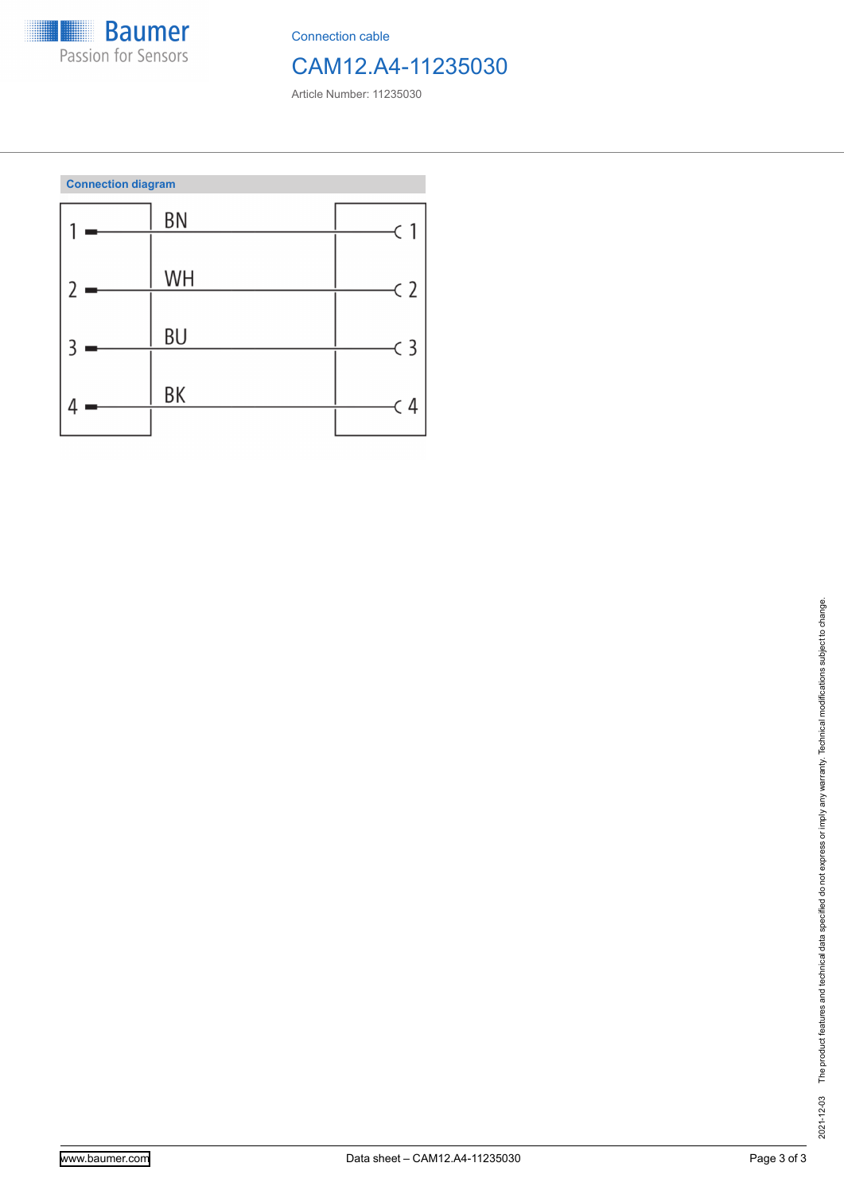Connection cable

# CAM12.A4-11235030

Article Number: 11235030

## Connection diagram

1 BN 1

2 WH 2

3 BU 3

4 BK 4

2021-12-03 The product features and technical data specified do not express or imply any warranty. Technical modifications subject to change.